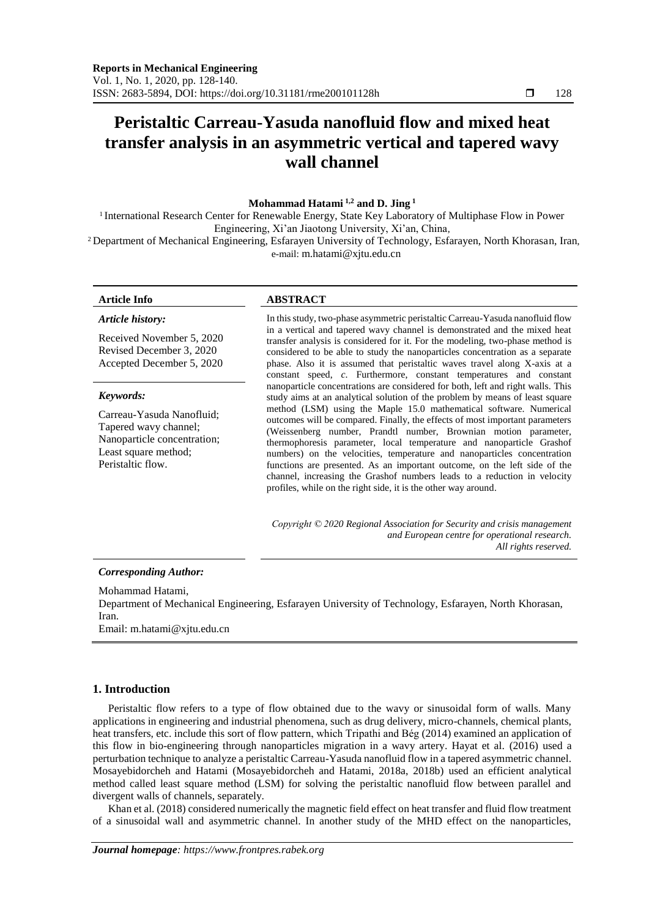# Peristaltic Carreau-Yasuda nanofluid flow and mixed heat transfer analysis in an asymmetric vertical and tapered wavy wall channel

**Mohammad Hatami [1,2] and D. Jing [1]**

[1] International Research Center for Renewable Energy, State Key Laboratory of Multiphase Flow in Power Engineering, Xi'an Jiaotong University, Xi'an, China,

[2] Department of Mechanical Engineering, Esfarayen University of Technology, Esfarayen, North Khorasan, Iran, e-mail: m.hatami@xjtu.edu.cn

**Article Info**

*Article history:*

Received November 5, 2020
Revised December 3, 2020
Accepted December 5, 2020

*Keywords:*

Carreau-Yasuda Nanofluid;
Tapered wavy channel;
Nanoparticle concentration;
Least square method;
Peristaltic flow.

**ABSTRACT**

In this study, two-phase asymmetric peristaltic Carreau-Yasuda nanofluid flow in a vertical and tapered wavy channel is demonstrated and the mixed heat transfer analysis is considered for it. For the modeling, two-phase method is considered to be able to study the nanoparticles concentration as a separate phase. Also it is assumed that peristaltic waves travel along X-axis at a constant speed, *c*. Furthermore, constant temperatures and constant nanoparticle concentrations are considered for both, left and right walls. This study aims at an analytical solution of the problem by means of least square method (LSM) using the Maple 15.0 mathematical software. Numerical outcomes will be compared. Finally, the effects of most important parameters (Weissenberg number, Prandtl number, Brownian motion parameter, thermophoresis parameter, local temperature and nanoparticle Grashof numbers) on the velocities, temperature and nanoparticles concentration functions are presented. As an important outcome, on the left side of the channel, increasing the Grashof numbers leads to a reduction in velocity profiles, while on the right side, it is the other way around.

*Copyright © 2020 Regional Association for Security and crisis management and European centre for operational research. All rights reserved.*

*Corresponding Author:*

Mohammad Hatami,
Department of Mechanical Engineering, Esfarayen University of Technology, Esfarayen, North Khorasan, Iran.
Email: m.hatami@xjtu.edu.cn

## 1. Introduction

Peristaltic flow refers to a type of flow obtained due to the wavy or sinusoidal form of walls. Many applications in engineering and industrial phenomena, such as drug delivery, micro-channels, chemical plants, heat transfers, etc. include this sort of flow pattern, which Tripathi and Bég (2014) examined an application of this flow in bio-engineering through nanoparticles migration in a wavy artery. Hayat et al. (2016) used a perturbation technique to analyze a peristaltic Carreau-Yasuda nanofluid flow in a tapered asymmetric channel. Mosayebidorcheh and Hatami (Mosayebidorcheh and Hatami, 2018a, 2018b) used an efficient analytical method called least square method (LSM) for solving the peristaltic nanofluid flow between parallel and divergent walls of channels, separately.

Khan et al. (2018) considered numerically the magnetic field effect on heat transfer and fluid flow treatment of a sinusoidal wall and asymmetric channel. In another study of the MHD effect on the nanoparticles,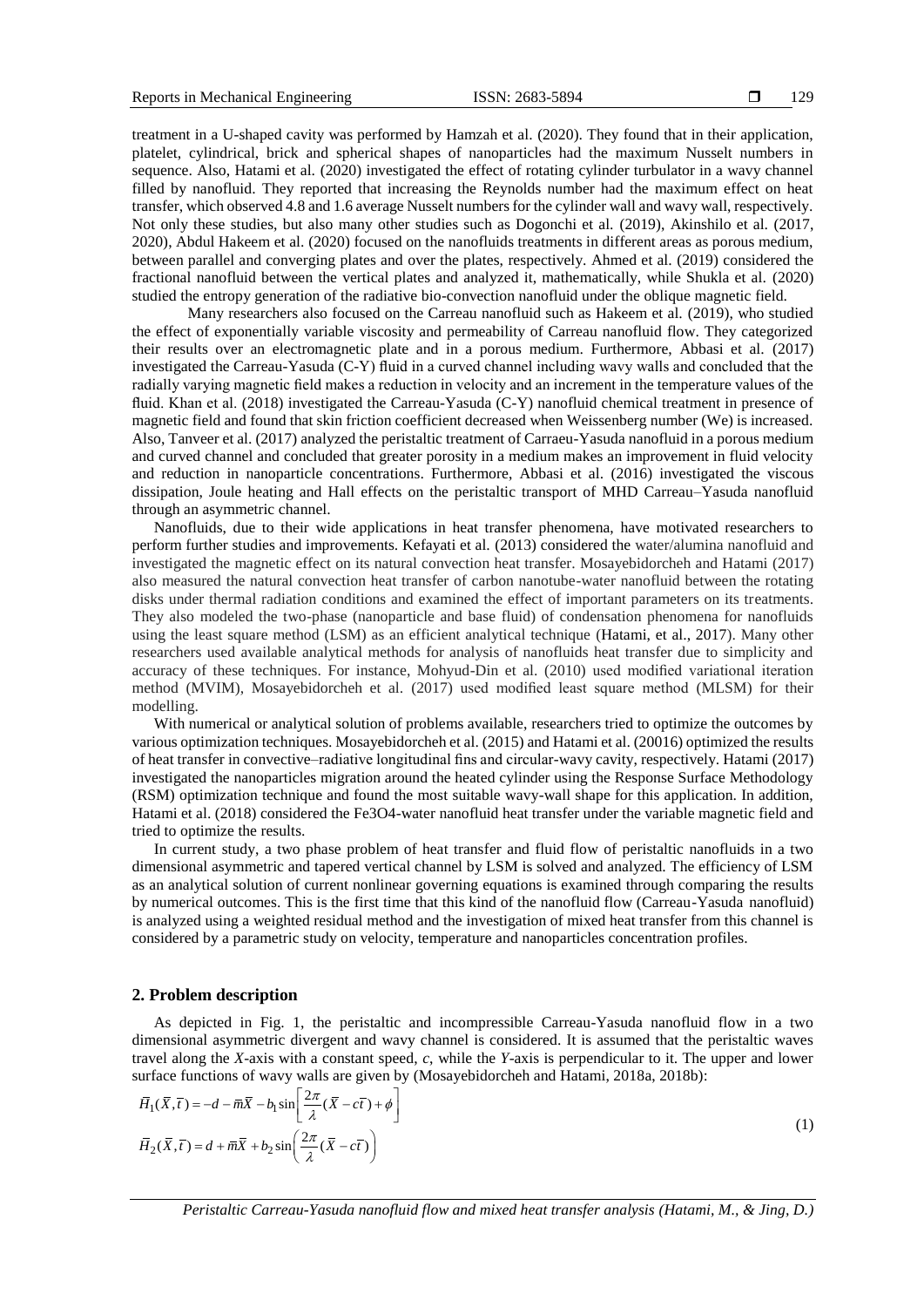treatment in a U-shaped cavity was performed by Hamzah et al. (2020). They found that in their application, platelet, cylindrical, brick and spherical shapes of nanoparticles had the maximum Nusselt numbers in sequence. Also, Hatami et al. (2020) investigated the effect of rotating cylinder turbulator in a wavy channel filled by nanofluid. They reported that increasing the Reynolds number had the maximum effect on heat transfer, which observed 4.8 and 1.6 average Nusselt numbers for the cylinder wall and wavy wall, respectively. Not only these studies, but also many other studies such as Dogonchi et al. (2019), Akinshilo et al. (2017, 2020), Abdul Hakeem et al. (2020) focused on the nanofluids treatments in different areas as porous medium, between parallel and converging plates and over the plates, respectively. Ahmed et al. (2019) considered the fractional nanofluid between the vertical plates and analyzed it, mathematically, while Shukla et al. (2020) studied the entropy generation of the radiative bio-convection nanofluid under the oblique magnetic field.

Many researchers also focused on the Carreau nanofluid such as Hakeem et al. (2019), who studied the effect of exponentially variable viscosity and permeability of Carreau nanofluid flow. They categorized their results over an electromagnetic plate and in a porous medium. Furthermore, Abbasi et al. (2017) investigated the Carreau-Yasuda (C-Y) fluid in a curved channel including wavy walls and concluded that the radially varying magnetic field makes a reduction in velocity and an increment in the temperature values of the fluid. Khan et al. (2018) investigated the Carreau-Yasuda (C-Y) nanofluid chemical treatment in presence of magnetic field and found that skin friction coefficient decreased when Weissenberg number (We) is increased. Also, Tanveer et al. (2017) analyzed the peristaltic treatment of Carraeu-Yasuda nanofluid in a porous medium and curved channel and concluded that greater porosity in a medium makes an improvement in fluid velocity and reduction in nanoparticle concentrations. Furthermore, Abbasi et al. (2016) investigated the viscous dissipation, Joule heating and Hall effects on the peristaltic transport of MHD Carreau–Yasuda nanofluid through an asymmetric channel.

Nanofluids, due to their wide applications in heat transfer phenomena, have motivated researchers to perform further studies and improvements. Kefayati et al. (2013) considered the water/alumina nanofluid and investigated the magnetic effect on its natural convection heat transfer. Mosayebidorcheh and Hatami (2017) also measured the natural convection heat transfer of carbon nanotube-water nanofluid between the rotating disks under thermal radiation conditions and examined the effect of important parameters on its treatments. They also modeled the two-phase (nanoparticle and base fluid) of condensation phenomena for nanofluids using the least square method (LSM) as an efficient analytical technique (Hatami, et al., 2017). Many other researchers used available analytical methods for analysis of nanofluids heat transfer due to simplicity and accuracy of these techniques. For instance, Mohyud-Din et al. (2010) used modified variational iteration method (MVIM), Mosayebidorcheh et al. (2017) used modified least square method (MLSM) for their modelling.

With numerical or analytical solution of problems available, researchers tried to optimize the outcomes by various optimization techniques. Mosayebidorcheh et al. (2015) and Hatami et al. (20016) optimized the results of heat transfer in convective–radiative longitudinal fins and circular-wavy cavity, respectively. Hatami (2017) investigated the nanoparticles migration around the heated cylinder using the Response Surface Methodology (RSM) optimization technique and found the most suitable wavy-wall shape for this application. In addition, Hatami et al. (2018) considered the Fe3O4-water nanofluid heat transfer under the variable magnetic field and tried to optimize the results.

In current study, a two phase problem of heat transfer and fluid flow of peristaltic nanofluids in a two dimensional asymmetric and tapered vertical channel by LSM is solved and analyzed. The efficiency of LSM as an analytical solution of current nonlinear governing equations is examined through comparing the results by numerical outcomes. This is the first time that this kind of the nanofluid flow (Carreau-Yasuda nanofluid) is analyzed using a weighted residual method and the investigation of mixed heat transfer from this channel is considered by a parametric study on velocity, temperature and nanoparticles concentration profiles.

## 2. Problem description

As depicted in Fig. 1, the peristaltic and incompressible Carreau-Yasuda nanofluid flow in a two dimensional asymmetric divergent and wavy channel is considered. It is assumed that the peristaltic waves travel along the *X*-axis with a constant speed, *c*, while the *Y*-axis is perpendicular to it. The upper and lower surface functions of wavy walls are given by (Mosayebidorcheh and Hatami, 2018a, 2018b):

$$\bar{H}_1(\bar{X},\bar{t}) = -d - \bar{m}\bar{X} - b_1 \sin\left[\frac{2\pi}{\lambda}(\bar{X} - c\bar{t}) + \phi\right]$$
$$\bar{H}_2(\bar{X},\bar{t}) = d + \bar{m}\bar{X} + b_2 \sin\left(\frac{2\pi}{\lambda}(\bar{X} - c\bar{t})\right) \tag{1}$$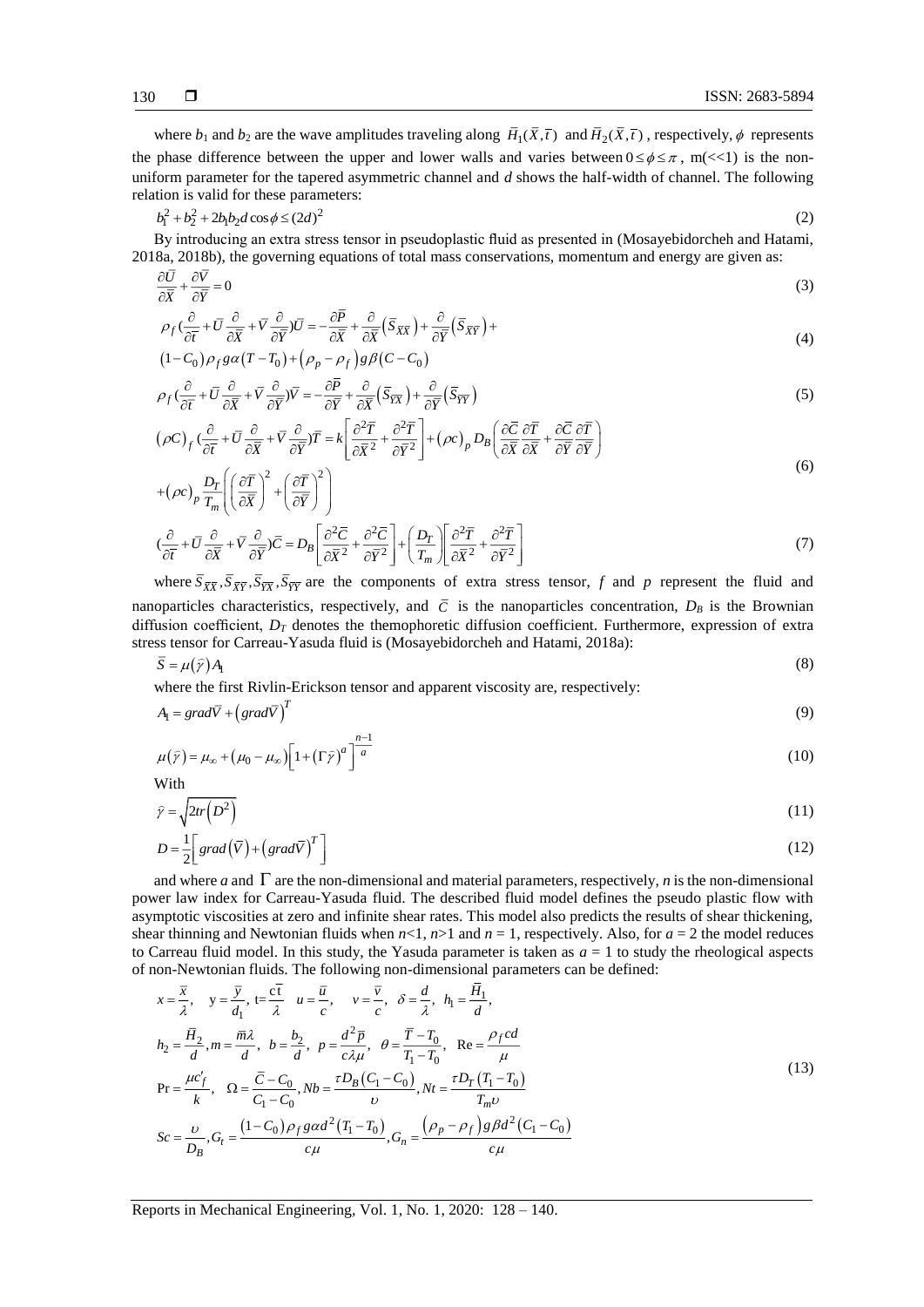where $b_1$ and $b_2$ are the wave amplitudes traveling along $\bar{H}_1(\bar{X},\bar{t})$ and $\bar{H}_2(\bar{X},\bar{t})$, respectively, $\phi$ represents the phase difference between the upper and lower walls and varies between $0 \le \phi \le \pi$, m(<<1) is the non-uniform parameter for the tapered asymmetric channel and $d$ shows the half-width of channel. The following relation is valid for these parameters:

$$b_1^2 + b_2^2 + 2b_1b_2d\cos\phi \le (2d)^2 \tag{2}$$

By introducing an extra stress tensor in pseudoplastic fluid as presented in (Mosayebidorcheh and Hatami, 2018a, 2018b), the governing equations of total mass conservations, momentum and energy are given as:

$$\frac{\partial \bar{U}}{\partial \bar{X}} + \frac{\partial \bar{V}}{\partial \bar{Y}} = 0 \tag{3}$$

$$\rho_f\left(\frac{\partial}{\partial \bar{t}} + \bar{U}\frac{\partial}{\partial \bar{X}} + \bar{V}\frac{\partial}{\partial \bar{Y}}\right)\bar{U} = -\frac{\partial \bar{P}}{\partial \bar{X}} + \frac{\partial}{\partial \bar{X}}\left(\bar{S}_{\overline{XX}}\right) + \frac{\partial}{\partial \bar{Y}}\left(\bar{S}_{\overline{XY}}\right) + (1-C_0)\rho_f g\alpha\left(T-T_0\right) + \left(\rho_p - \rho_f\right)g\beta\left(C-C_0\right) \tag{4}$$

$$\rho_f\left(\frac{\partial}{\partial \bar{t}} + \bar{U}\frac{\partial}{\partial \bar{X}} + \bar{V}\frac{\partial}{\partial \bar{Y}}\right)\bar{V} = -\frac{\partial \bar{P}}{\partial \bar{Y}} + \frac{\partial}{\partial \bar{X}}\left(\bar{S}_{\overline{YX}}\right) + \frac{\partial}{\partial \bar{Y}}\left(\bar{S}_{\overline{YY}}\right) \tag{5}$$

$$(\rho C)_f\left(\frac{\partial}{\partial \bar{t}} + \bar{U}\frac{\partial}{\partial \bar{X}} + \bar{V}\frac{\partial}{\partial \bar{Y}}\right)\bar{T} = k\left[\frac{\partial^2 \bar{T}}{\partial \bar{X}^2} + \frac{\partial^2 \bar{T}}{\partial \bar{Y}^2}\right] + (\rho c)_p D_B\left(\frac{\partial \bar{C}}{\partial \bar{X}}\frac{\partial \bar{T}}{\partial \bar{X}} + \frac{\partial \bar{C}}{\partial \bar{Y}}\frac{\partial \bar{T}}{\partial \bar{Y}}\right) + (\rho c)_p\frac{D_T}{T_m}\left(\left(\frac{\partial \bar{T}}{\partial \bar{X}}\right)^2 + \left(\frac{\partial \bar{T}}{\partial \bar{Y}}\right)^2\right) \tag{6}$$

$$\left(\frac{\partial}{\partial \bar{t}} + \bar{U}\frac{\partial}{\partial \bar{X}} + \bar{V}\frac{\partial}{\partial \bar{Y}}\right)\bar{C} = D_B\left[\frac{\partial^2 \bar{C}}{\partial \bar{X}^2} + \frac{\partial^2 \bar{C}}{\partial \bar{Y}^2}\right] + \left(\frac{D_T}{T_m}\right)\left[\frac{\partial^2 \bar{T}}{\partial \bar{X}^2} + \frac{\partial^2 \bar{T}}{\partial \bar{Y}^2}\right] \tag{7}$$

where $\bar{S}_{\overline{XX}}, \bar{S}_{\overline{XY}}, \bar{S}_{\overline{YX}}, \bar{S}_{\overline{YY}}$ are the components of extra stress tensor, $f$ and $p$ represent the fluid and nanoparticles characteristics, respectively, and $\bar{C}$ is the nanoparticles concentration, $D_B$ is the Brownian diffusion coefficient, $D_T$ denotes the themophoretic diffusion coefficient. Furthermore, expression of extra stress tensor for Carreau-Yasuda fluid is (Mosayebidorcheh and Hatami, 2018a):

$$\bar{S} = \mu\left(\bar{\gamma}\right)A_1 \tag{8}$$

where the first Rivlin-Erickson tensor and apparent viscosity are, respectively:

$$A_1 = grad\bar{V} + \left(grad\bar{V}\right)^T \tag{9}$$

$$\mu\left(\bar{\gamma}\right) = \mu_\infty + \left(\mu_0 - \mu_\infty\right)\left[1 + \left(\Gamma\bar{\gamma}\right)^a\right]^{\frac{n-1}{a}} \tag{10}$$

With

$$\bar{\gamma} = \sqrt{2tr\left(D^2\right)} \tag{11}$$

$$D = \frac{1}{2}\left[grad\left(\bar{V}\right) + \left(grad\bar{V}\right)^T\right] \tag{12}$$

and where $a$ and $\Gamma$ are the non-dimensional and material parameters, respectively, $n$ is the non-dimensional power law index for Carreau-Yasuda fluid. The described fluid model defines the pseudo plastic flow with asymptotic viscosities at zero and infinite shear rates. This model also predicts the results of shear thickening, shear thinning and Newtonian fluids when $n<1$, $n>1$ and $n = 1$, respectively. Also, for $a = 2$ the model reduces to Carreau fluid model. In this study, the Yasuda parameter is taken as $a = 1$ to study the rheological aspects of non-Newtonian fluids. The following non-dimensional parameters can be defined:

$$\begin{aligned}
&x = \frac{\bar{x}}{\lambda}, \quad y = \frac{\bar{y}}{d_1}, \; t = \frac{c\bar{t}}{\lambda} \quad u = \frac{\bar{u}}{c}, \quad v = \frac{\bar{v}}{c}, \; \delta = \frac{d}{\lambda}, \; h_1 = \frac{\bar{H}_1}{d}, \\
&h_2 = \frac{\bar{H}_2}{d}, m = \frac{\bar{m}\lambda}{}, \; b = \frac{b_2}{d}, \; p = \frac{d^2\bar{p}}{c\lambda\mu}, \; \theta = \frac{\bar{T}-T_0}{T_1-T_0}, \; \mathrm{Re} = \frac{\rho_f cd}{\mu} \\
&\mathrm{Pr} = \frac{\mu c_f'}{k}, \quad \Omega = \frac{\bar{C}-C_0}{C_1-C_0}, Nb = \frac{\tau D_B\left(C_1-C_0\right)}{\upsilon}, Nt = \frac{\tau D_T\left(T_1-T_0\right)}{T_m\upsilon} \\
&Sc = \frac{\upsilon}{D_B}, G_t = \frac{\left(1-C_0\right)\rho_f g\alpha d^2\left(T_1-T_0\right)}{c\mu}, G_n = \frac{\left(\rho_p-\rho_f\right)g\beta d^2\left(C_1-C_0\right)}{c\mu}
\end{aligned} \tag{13}$$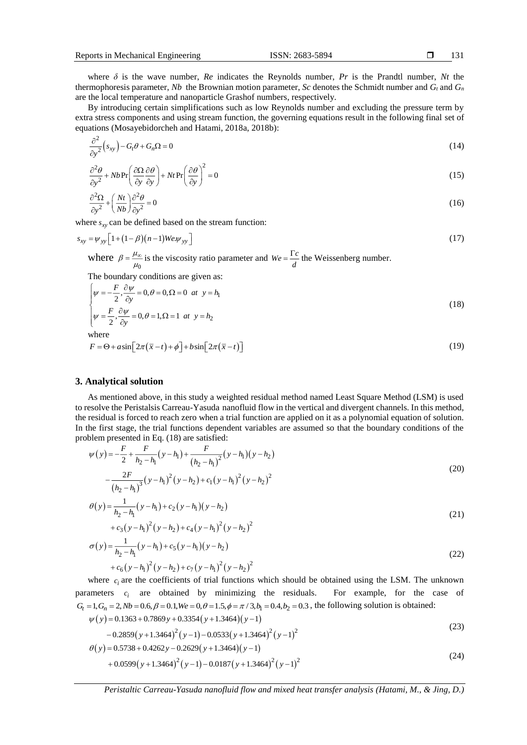where $\delta$ is the wave number, $Re$ indicates the Reynolds number, $Pr$ is the Prandtl number, $Nt$ the thermophoresis parameter, $Nb$ the Brownian motion parameter, $Sc$ denotes the Schmidt number and $G_t$ and $G_n$ are the local temperature and nanoparticle Grashof numbers, respectively.

By introducing certain simplifications such as low Reynolds number and excluding the pressure term by extra stress components and using stream function, the governing equations result in the following final set of equations (Mosayebidorcheh and Hatami, 2018a, 2018b):

$$\frac{\partial^2}{\partial y^2}\left(s_{xy}\right) - G_t\theta + G_n\Omega = 0 \tag{14}$$

$$\frac{\partial^2\theta}{\partial y^2} + Nb\Pr\left(\frac{\partial\Omega}{\partial y}\frac{\partial\theta}{\partial y}\right) + Nt\Pr\left(\frac{\partial\theta}{\partial y}\right)^2 = 0 \tag{15}$$

$$\frac{\partial^2\Omega}{\partial y^2} + \left(\frac{Nt}{Nb}\right)\frac{\partial^2\theta}{\partial y^2} = 0 \tag{16}$$

where $s_{xy}$ can be defined based on the stream function:

$$s_{xy} = \psi_{yy}\left[1 + (1-\beta)(n-1)We.\psi_{yy}\right] \tag{17}$$

where $\beta = \frac{\mu_\infty}{\mu_0}$ is the viscosity ratio parameter and $We = \frac{\Gamma c}{d}$ the Weissenberg number.

The boundary conditions are given as:

$$\begin{cases} \psi = -\dfrac{F}{2}, \dfrac{\partial\psi}{\partial y} = 0, \theta = 0, \Omega = 0 \;\; at \;\; y = h_1 \\ \psi = \dfrac{F}{2}, \dfrac{\partial\psi}{\partial y} = 0, \theta = 1, \Omega = 1 \;\; at \;\; y = h_2 \end{cases} \tag{18}$$

where

$$F = \Theta + a\sin\left[2\pi(\bar{x}-t)+\phi\right] + b\sin\left[2\pi(\bar{x}-t)\right] \tag{19}$$

## 3. Analytical solution

As mentioned above, in this study a weighted residual method named Least Square Method (LSM) is used to resolve the Peristalsis Carreau-Yasuda nanofluid flow in the vertical and divergent channels. In this method, the residual is forced to reach zero when a trial function are applied on it as a polynomial equation of solution. In the first stage, the trial functions dependent variables are assumed so that the boundary conditions of the problem presented in Eq. (18) are satisfied:

$$\begin{aligned} \psi(y) = &-\frac{F}{2} + \frac{F}{h_2-h_1}(y-h_1) + \frac{F}{(h_2-h_1)^2}(y-h_1)(y-h_2) \\ &-\frac{2F}{(h_2-h_1)^3}(y-h_1)^2(y-h_2) + c_1(y-h_1)^2(y-h_2)^2 \end{aligned} \tag{20}$$

$$\begin{aligned} \theta(y) = &\frac{1}{h_2-h_1}(y-h_1) + c_2(y-h_1)(y-h_2) \\ &+ c_3(y-h_1)^2(y-h_2) + c_4(y-h_1)^2(y-h_2)^2 \end{aligned} \tag{21}$$

$$\begin{aligned} \sigma(y) = &\frac{1}{h_2-h_1}(y-h_1) + c_5(y-h_1)(y-h_2) \\ &+ c_6(y-h_1)^2(y-h_2) + c_7(y-h_1)^2(y-h_2)^2 \end{aligned} \tag{22}$$

where $c_i$ are the coefficients of trial functions which should be obtained using the LSM. The unknown parameters $c_i$ are obtained by minimizing the residuals. For example, for the case of $G_t = 1, G_n = 2, Nb = 0.6, \beta = 0.1, We = 0, \theta = 1.5, \phi = \pi/3, b_1 = 0.4, b_2 = 0.3$, the following solution is obtained:

$$\begin{aligned} \psi(y) = &\,0.1363 + 0.7869y + 0.3354(y+1.3464)(y-1) \\ &-0.2859(y+1.3464)^2(y-1) - 0.0533(y+1.3464)^2(y-1)^2 \end{aligned} \tag{23}$$

$$\begin{aligned} \theta(y) = &\,0.5738 + 0.4262y - 0.2629(y+1.3464)(y-1) \\ &+0.0599(y+1.3464)^2(y-1) - 0.0187(y+1.3464)^2(y-1)^2 \end{aligned} \tag{24}$$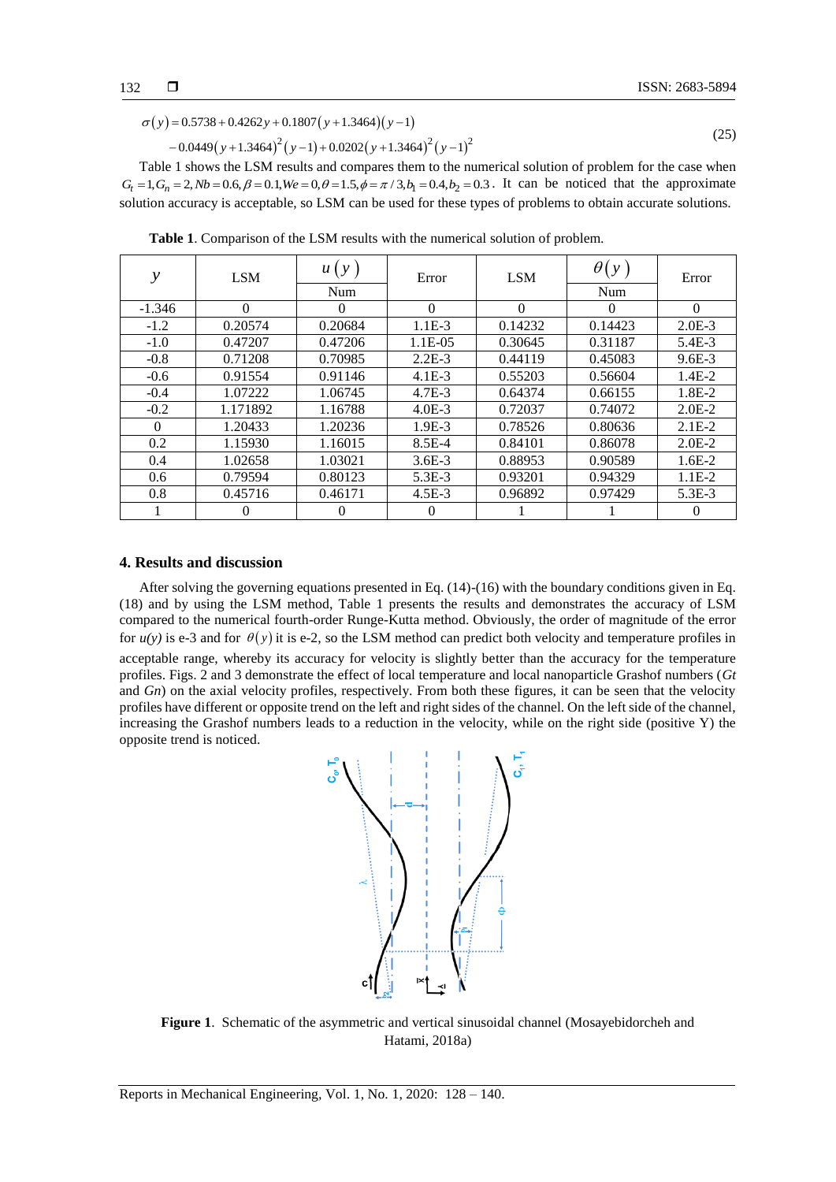$$\sigma(y) = 0.5738 + 0.4262y + 0.1807(y+1.3464)(y-1) - 0.0449(y+1.3464)^2(y-1) + 0.0202(y+1.3464)^2(y-1)^2 \tag{25}$$

Table 1 shows the LSM results and compares them to the numerical solution of problem for the case when $G_t = 1, G_n = 2, Nb = 0.6, \beta = 0.1, We = 0, \theta = 1.5, \phi = \pi/3, b_1 = 0.4, b_2 = 0.3$. It can be noticed that the approximate solution accuracy is acceptable, so LSM can be used for these types of problems to obtain accurate solutions.

**Table 1**. Comparison of the LSM results with the numerical solution of problem.

| $y$ | $u(y)$ LSM | $u(y)$ Num | Error | $\theta(y)$ LSM | $\theta(y)$ Num | Error |
|---|---|---|---|---|---|---|
| -1.346 | 0 | 0 | 0 | 0 | 0 | 0 |
| -1.2 | 0.20574 | 0.20684 | 1.1E-3 | 0.14232 | 0.14423 | 2.0E-3 |
| -1.0 | 0.47207 | 0.47206 | 1.1E-05 | 0.30645 | 0.31187 | 5.4E-3 |
| -0.8 | 0.71208 | 0.70985 | 2.2E-3 | 0.44119 | 0.45083 | 9.6E-3 |
| -0.6 | 0.91554 | 0.91146 | 4.1E-3 | 0.55203 | 0.56604 | 1.4E-2 |
| -0.4 | 1.07222 | 1.06745 | 4.7E-3 | 0.64374 | 0.66155 | 1.8E-2 |
| -0.2 | 1.171892 | 1.16788 | 4.0E-3 | 0.72037 | 0.74072 | 2.0E-2 |
| 0 | 1.20433 | 1.20236 | 1.9E-3 | 0.78526 | 0.80636 | 2.1E-2 |
| 0.2 | 1.15930 | 1.16015 | 8.5E-4 | 0.84101 | 0.86078 | 2.0E-2 |
| 0.4 | 1.02658 | 1.03021 | 3.6E-3 | 0.88953 | 0.90589 | 1.6E-2 |
| 0.6 | 0.79594 | 0.80123 | 5.3E-3 | 0.93201 | 0.94329 | 1.1E-2 |
| 0.8 | 0.45716 | 0.46171 | 4.5E-3 | 0.96892 | 0.97429 | 5.3E-3 |
| 1 | 0 | 0 | 0 | 1 | 1 | 0 |

## 4. Results and discussion

After solving the governing equations presented in Eq. (14)-(16) with the boundary conditions given in Eq. (18) and by using the LSM method, Table 1 presents the results and demonstrates the accuracy of LSM compared to the numerical fourth-order Runge-Kutta method. Obviously, the order of magnitude of the error for *u(y)* is e-3 and for $\theta(y)$ it is e-2, so the LSM method can predict both velocity and temperature profiles in acceptable range, whereby its accuracy for velocity is slightly better than the accuracy for the temperature profiles. Figs. 2 and 3 demonstrate the effect of local temperature and local nanoparticle Grashof numbers (*Gt* and *Gn*) on the axial velocity profiles, respectively. From both these figures, it can be seen that the velocity profiles have different or opposite trend on the left and right sides of the channel. On the left side of the channel, increasing the Grashof numbers leads to a reduction in the velocity, while on the right side (positive Y) the opposite trend is noticed.

**Figure 1**. Schematic of the asymmetric and vertical sinusoidal channel (Mosayebidorcheh and Hatami, 2018a)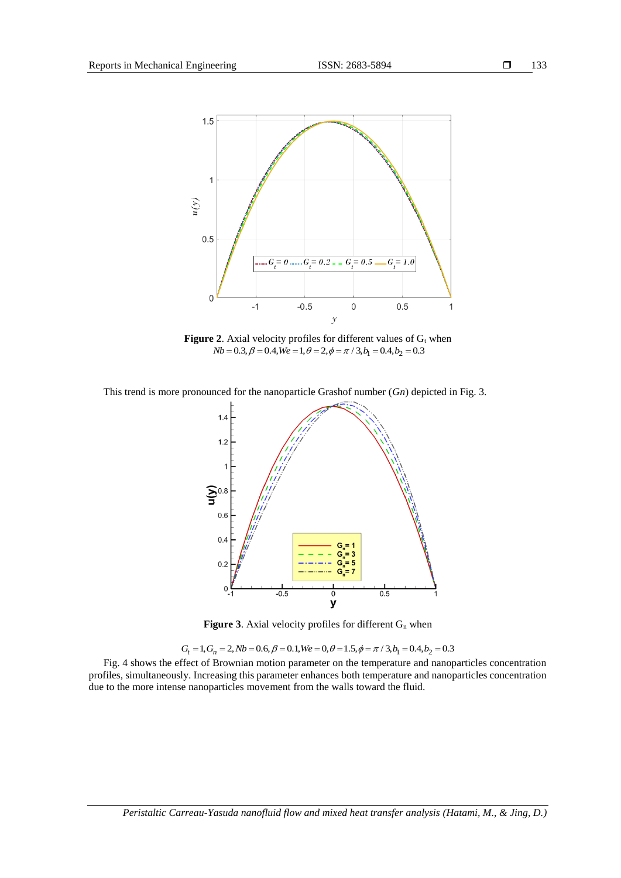**Figure 2**. Axial velocity profiles for different values of $G_t$ when $Nb = 0.3, \beta = 0.4, We = 1, \theta = 2, \phi = \pi / 3, b_1 = 0.4, b_2 = 0.3$

This trend is more pronounced for the nanoparticle Grashof number (*Gn*) depicted in Fig. 3.

**Figure 3**. Axial velocity profiles for different $G_n$ when

$G_t = 1, G_n = 2, Nb = 0.6, \beta = 0.1, We = 0, \theta = 1.5, \phi = \pi / 3, b_1 = 0.4, b_2 = 0.3$

Fig. 4 shows the effect of Brownian motion parameter on the temperature and nanoparticles concentration profiles, simultaneously. Increasing this parameter enhances both temperature and nanoparticles concentration due to the more intense nanoparticles movement from the walls toward the fluid.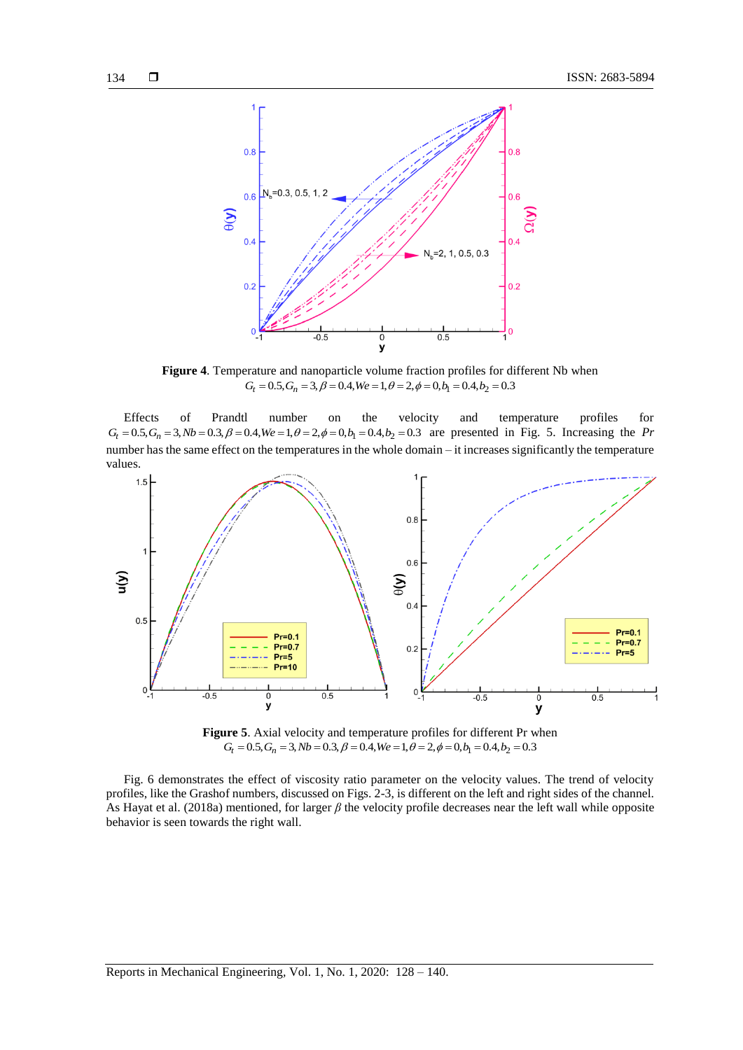**Figure 4**. Temperature and nanoparticle volume fraction profiles for different Nb when $G_t = 0.5, G_n = 3, \beta = 0.4, We = 1, \theta = 2, \phi = 0, b_1 = 0.4, b_2 = 0.3$

Effects of Prandtl number on the velocity and temperature profiles for $G_t = 0.5, G_n = 3, Nb = 0.3, \beta = 0.4, We = 1, \theta = 2, \phi = 0, b_1 = 0.4, b_2 = 0.3$ are presented in Fig. 5. Increasing the *Pr* number has the same effect on the temperatures in the whole domain – it increases significantly the temperature values.

**Figure 5**. Axial velocity and temperature profiles for different Pr when $G_t = 0.5, G_n = 3, Nb = 0.3, \beta = 0.4, We = 1, \theta = 2, \phi = 0, b_1 = 0.4, b_2 = 0.3$

Fig. 6 demonstrates the effect of viscosity ratio parameter on the velocity values. The trend of velocity profiles, like the Grashof numbers, discussed on Figs. 2-3, is different on the left and right sides of the channel. As Hayat et al. (2018a) mentioned, for larger $\beta$ the velocity profile decreases near the left wall while opposite behavior is seen towards the right wall.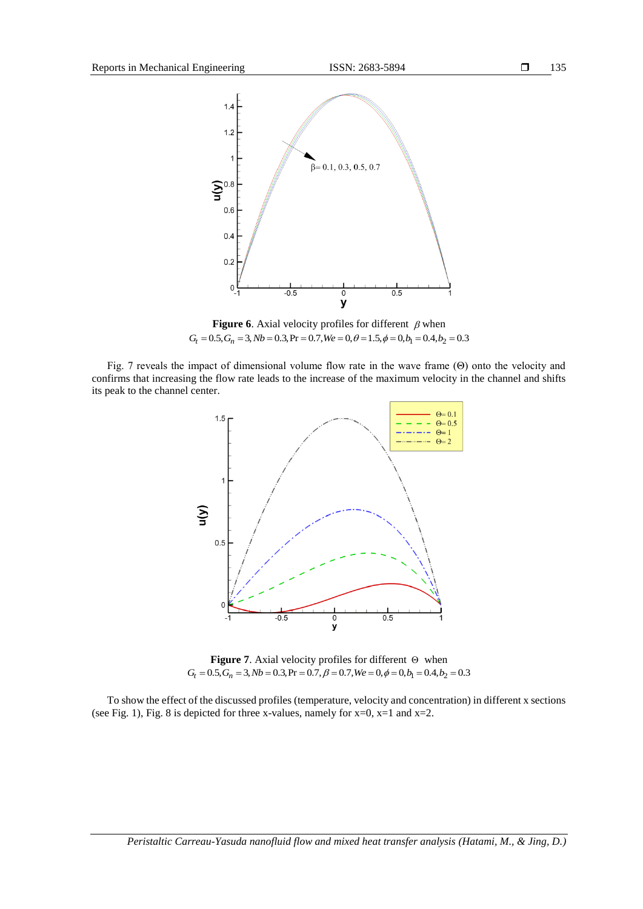**Figure 6**. Axial velocity profiles for different $\beta$ when $G_t = 0.5, G_n = 3, Nb = 0.3, \Pr = 0.7, We = 0, \theta = 1.5, \phi = 0, b_1 = 0.4, b_2 = 0.3$

Fig. 7 reveals the impact of dimensional volume flow rate in the wave frame (Θ) onto the velocity and confirms that increasing the flow rate leads to the increase of the maximum velocity in the channel and shifts its peak to the channel center.

**Figure 7**. Axial velocity profiles for different $\Theta$ when $G_t = 0.5, G_n = 3, Nb = 0.3, \Pr = 0.7, \beta = 0.7, We = 0, \phi = 0, b_1 = 0.4, b_2 = 0.3$

To show the effect of the discussed profiles (temperature, velocity and concentration) in different x sections (see Fig. 1), Fig. 8 is depicted for three x-values, namely for x=0, x=1 and x=2.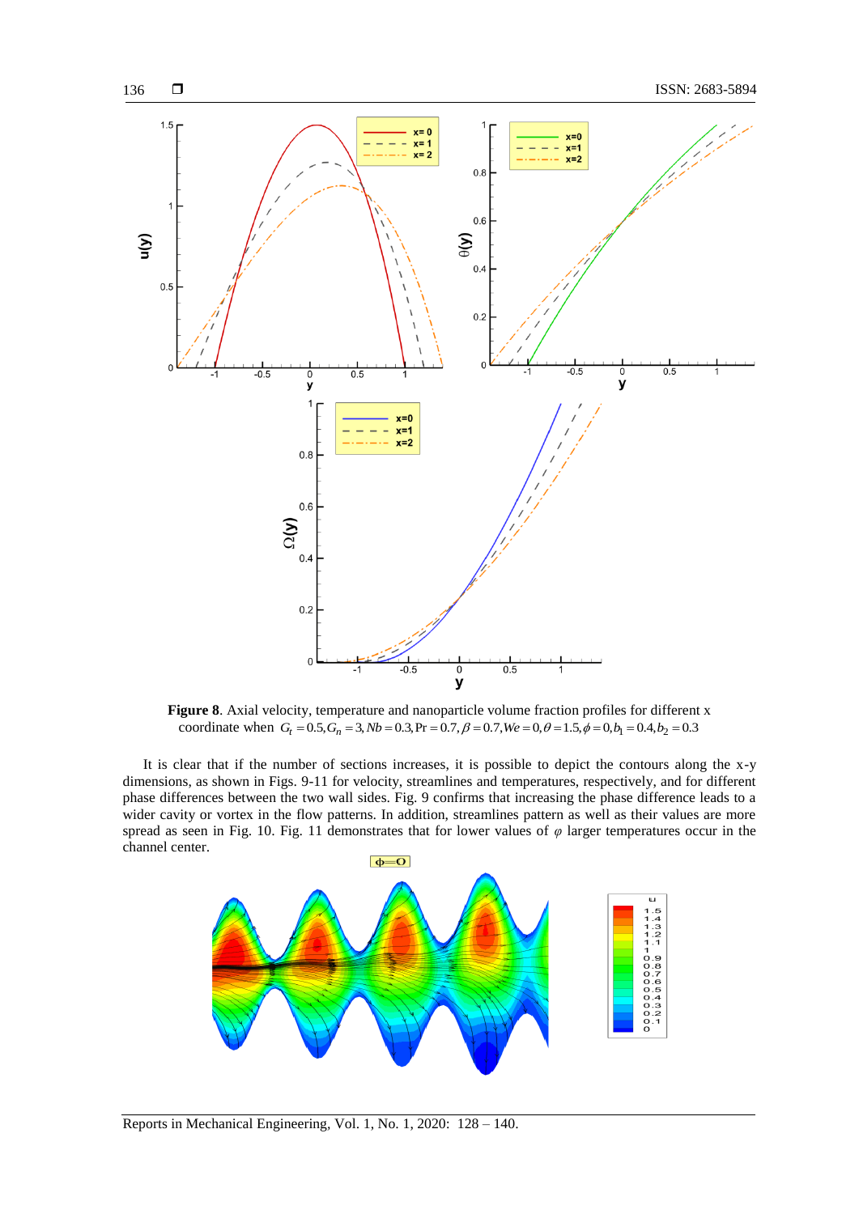**Figure 8**. Axial velocity, temperature and nanoparticle volume fraction profiles for different x coordinate when $G_t = 0.5, G_n = 3, Nb = 0.3, \Pr = 0.7, \beta = 0.7, We = 0, \theta = 1.5, \phi = 0, b_1 = 0.4, b_2 = 0.3$

It is clear that if the number of sections increases, it is possible to depict the contours along the x-y dimensions, as shown in Figs. 9-11 for velocity, streamlines and temperatures, respectively, and for different phase differences between the two wall sides. Fig. 9 confirms that increasing the phase difference leads to a wider cavity or vortex in the flow patterns. In addition, streamlines pattern as well as their values are more spread as seen in Fig. 10. Fig. 11 demonstrates that for lower values of $\varphi$ larger temperatures occur in the channel center.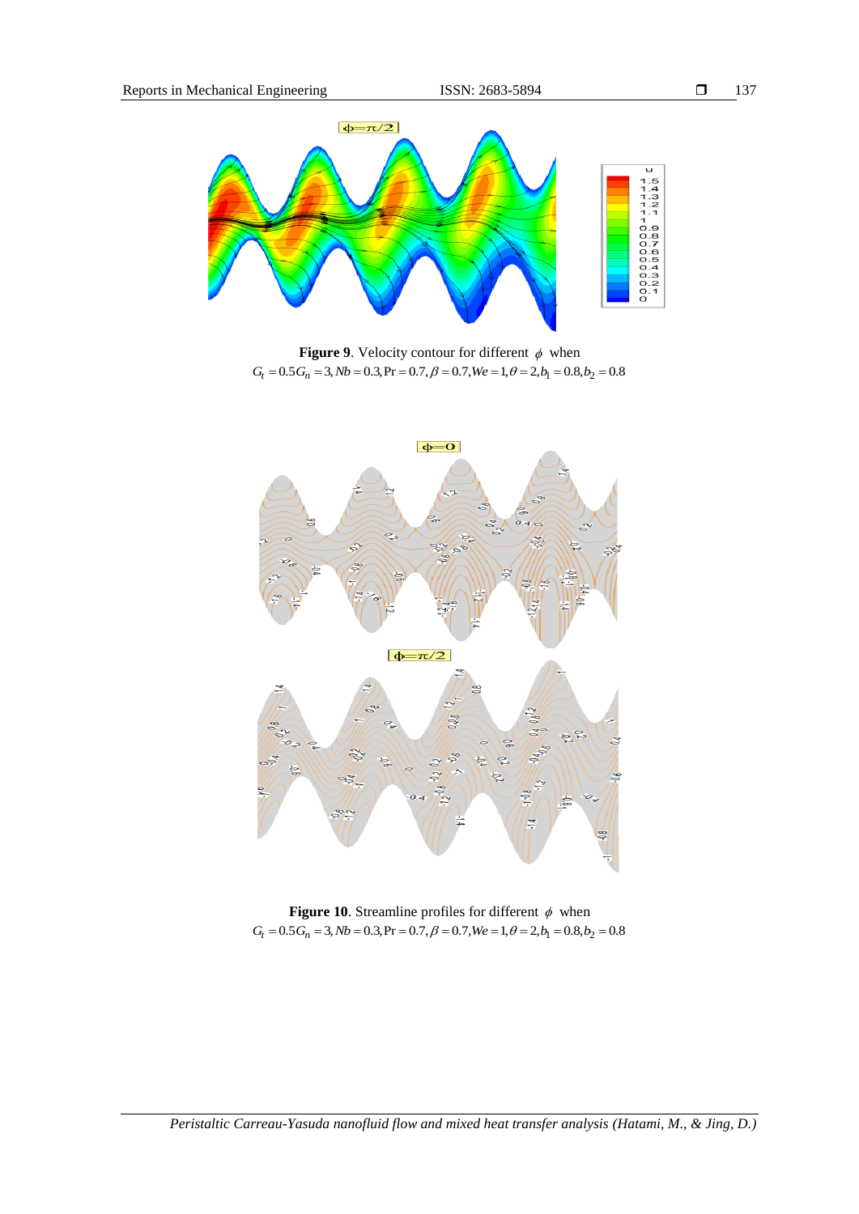**Figure 9**. Velocity contour for different $\phi$ when $G_t = 0.5 G_n = 3, Nb = 0.3, \Pr = 0.7, \beta = 0.7, We = 1, \theta = 2, b_1 = 0.8, b_2 = 0.8$

**Figure 10**. Streamline profiles for different $\phi$ when $G_t = 0.5 G_n = 3, Nb = 0.3, \Pr = 0.7, \beta = 0.7, We = 1, \theta = 2, b_1 = 0.8, b_2 = 0.8$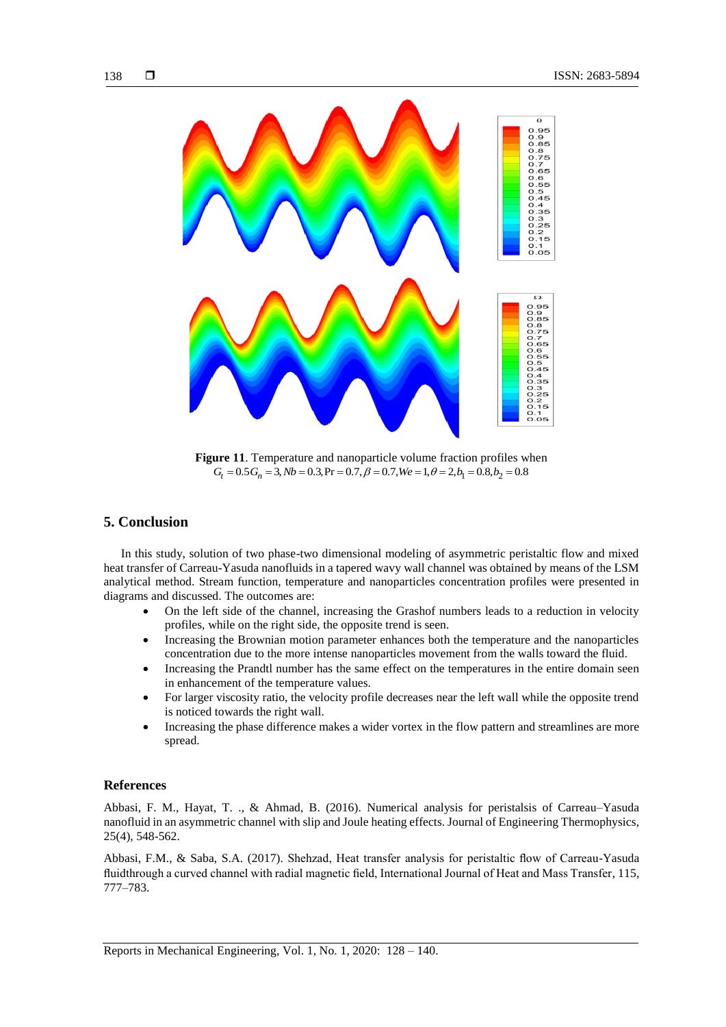**Figure 11**. Temperature and nanoparticle volume fraction profiles when $G_t = 0.5G_n = 3, Nb = 0.3, \Pr = 0.7, \beta = 0.7, We = 1, \theta = 2, b_1 = 0.8, b_2 = 0.8$

## 5. Conclusion

In this study, solution of two phase-two dimensional modeling of asymmetric peristaltic flow and mixed heat transfer of Carreau-Yasuda nanofluids in a tapered wavy wall channel was obtained by means of the LSM analytical method. Stream function, temperature and nanoparticles concentration profiles were presented in diagrams and discussed. The outcomes are:

- On the left side of the channel, increasing the Grashof numbers leads to a reduction in velocity profiles, while on the right side, the opposite trend is seen.
- Increasing the Brownian motion parameter enhances both the temperature and the nanoparticles concentration due to the more intense nanoparticles movement from the walls toward the fluid.
- Increasing the Prandtl number has the same effect on the temperatures in the entire domain seen in enhancement of the temperature values.
- For larger viscosity ratio, the velocity profile decreases near the left wall while the opposite trend is noticed towards the right wall.
- Increasing the phase difference makes a wider vortex in the flow pattern and streamlines are more spread.

## References

Abbasi, F. M., Hayat, T. ., & Ahmad, B. (2016). Numerical analysis for peristalsis of Carreau–Yasuda nanofluid in an asymmetric channel with slip and Joule heating effects. Journal of Engineering Thermophysics, 25(4), 548-562.

Abbasi, F.M., & Saba, S.A. (2017). Shehzad, Heat transfer analysis for peristaltic flow of Carreau-Yasuda fluidthrough a curved channel with radial magnetic field, International Journal of Heat and Mass Transfer, 115, 777–783.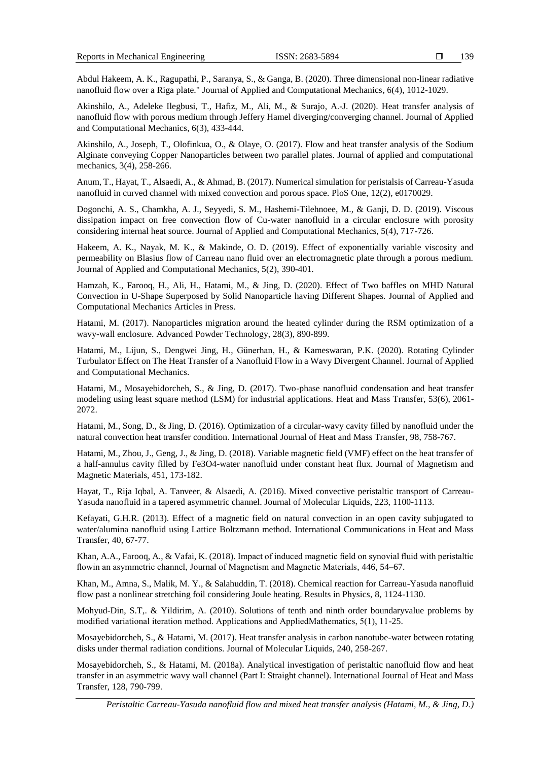Abdul Hakeem, A. K., Ragupathi, P., Saranya, S., & Ganga, B. (2020). Three dimensional non-linear radiative nanofluid flow over a Riga plate." Journal of Applied and Computational Mechanics, 6(4), 1012-1029.

Akinshilo, A., Adeleke Ilegbusi, T., Hafiz, M., Ali, M., & Surajo, A.-J. (2020). Heat transfer analysis of nanofluid flow with porous medium through Jeffery Hamel diverging/converging channel. Journal of Applied and Computational Mechanics, 6(3), 433-444.

Akinshilo, A., Joseph, T., Olofinkua, O., & Olaye, O. (2017). Flow and heat transfer analysis of the Sodium Alginate conveying Copper Nanoparticles between two parallel plates. Journal of applied and computational mechanics, 3(4), 258-266.

Anum, T., Hayat, T., Alsaedi, A., & Ahmad, B. (2017). Numerical simulation for peristalsis of Carreau-Yasuda nanofluid in curved channel with mixed convection and porous space. PloS One, 12(2), e0170029.

Dogonchi, A. S., Chamkha, A. J., Seyyedi, S. M., Hashemi-Tilehnoee, M., & Ganji, D. D. (2019). Viscous dissipation impact on free convection flow of Cu-water nanofluid in a circular enclosure with porosity considering internal heat source. Journal of Applied and Computational Mechanics, 5(4), 717-726.

Hakeem, A. K., Nayak, M. K., & Makinde, O. D. (2019). Effect of exponentially variable viscosity and permeability on Blasius flow of Carreau nano fluid over an electromagnetic plate through a porous medium. Journal of Applied and Computational Mechanics, 5(2), 390-401.

Hamzah, K., Farooq, H., Ali, H., Hatami, M., & Jing, D. (2020). Effect of Two baffles on MHD Natural Convection in U-Shape Superposed by Solid Nanoparticle having Different Shapes. Journal of Applied and Computational Mechanics Articles in Press.

Hatami, M. (2017). Nanoparticles migration around the heated cylinder during the RSM optimization of a wavy-wall enclosure. Advanced Powder Technology, 28(3), 890-899.

Hatami, M., Lijun, S., Dengwei Jing, H., Günerhan, H., & Kameswaran, P.K. (2020). Rotating Cylinder Turbulator Effect on The Heat Transfer of a Nanofluid Flow in a Wavy Divergent Channel. Journal of Applied and Computational Mechanics.

Hatami, M., Mosayebidorcheh, S., & Jing, D. (2017). Two-phase nanofluid condensation and heat transfer modeling using least square method (LSM) for industrial applications. Heat and Mass Transfer, 53(6), 2061-2072.

Hatami, M., Song, D., & Jing, D. (2016). Optimization of a circular-wavy cavity filled by nanofluid under the natural convection heat transfer condition. International Journal of Heat and Mass Transfer, 98, 758-767.

Hatami, M., Zhou, J., Geng, J., & Jing, D. (2018). Variable magnetic field (VMF) effect on the heat transfer of a half-annulus cavity filled by $Fe_3O_4$-water nanofluid under constant heat flux. Journal of Magnetism and Magnetic Materials, 451, 173-182.

Hayat, T., Rija Iqbal, A. Tanveer, & Alsaedi, A. (2016). Mixed convective peristaltic transport of Carreau-Yasuda nanofluid in a tapered asymmetric channel. Journal of Molecular Liquids, 223, 1100-1113.

Kefayati, G.H.R. (2013). Effect of a magnetic field on natural convection in an open cavity subjugated to water/alumina nanofluid using Lattice Boltzmann method. International Communications in Heat and Mass Transfer, 40, 67-77.

Khan, A.A., Farooq, A., & Vafai, K. (2018). Impact of induced magnetic field on synovial fluid with peristaltic flowin an asymmetric channel, Journal of Magnetism and Magnetic Materials, 446, 54–67.

Khan, M., Amna, S., Malik, M. Y., & Salahuddin, T. (2018). Chemical reaction for Carreau-Yasuda nanofluid flow past a nonlinear stretching foil considering Joule heating. Results in Physics, 8, 1124-1130.

Mohyud-Din, S.T,. & Yildirim, A. (2010). Solutions of tenth and ninth order boundaryvalue problems by modified variational iteration method. Applications and AppliedMathematics, 5(1), 11-25.

Mosayebidorcheh, S., & Hatami, M. (2017). Heat transfer analysis in carbon nanotube-water between rotating disks under thermal radiation conditions. Journal of Molecular Liquids, 240, 258-267.

Mosayebidorcheh, S., & Hatami, M. (2018a). Analytical investigation of peristaltic nanofluid flow and heat transfer in an asymmetric wavy wall channel (Part I: Straight channel). International Journal of Heat and Mass Transfer, 128, 790-799.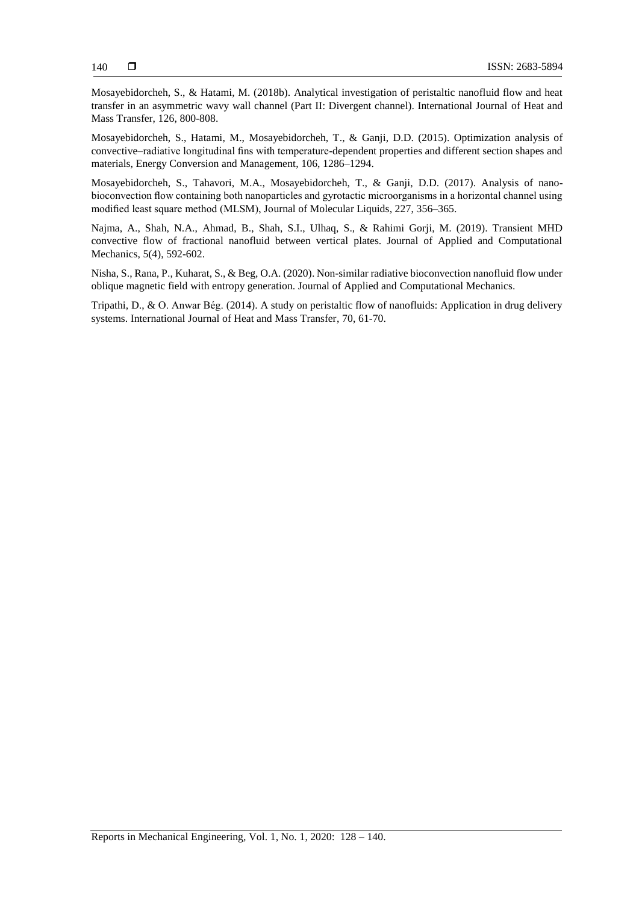Mosayebidorcheh, S., & Hatami, M. (2018b). Analytical investigation of peristaltic nanofluid flow and heat transfer in an asymmetric wavy wall channel (Part II: Divergent channel). International Journal of Heat and Mass Transfer, 126, 800-808.

Mosayebidorcheh, S., Hatami, M., Mosayebidorcheh, T., & Ganji, D.D. (2015). Optimization analysis of convective–radiative longitudinal fins with temperature-dependent properties and different section shapes and materials, Energy Conversion and Management, 106, 1286–1294.

Mosayebidorcheh, S., Tahavori, M.A., Mosayebidorcheh, T., & Ganji, D.D. (2017). Analysis of nano-bioconvection flow containing both nanoparticles and gyrotactic microorganisms in a horizontal channel using modified least square method (MLSM), Journal of Molecular Liquids, 227, 356–365.

Najma, A., Shah, N.A., Ahmad, B., Shah, S.I., Ulhaq, S., & Rahimi Gorji, M. (2019). Transient MHD convective flow of fractional nanofluid between vertical plates. Journal of Applied and Computational Mechanics, 5(4), 592-602.

Nisha, S., Rana, P., Kuharat, S., & Beg, O.A. (2020). Non-similar radiative bioconvection nanofluid flow under oblique magnetic field with entropy generation. Journal of Applied and Computational Mechanics.

Tripathi, D., & O. Anwar Bég. (2014). A study on peristaltic flow of nanofluids: Application in drug delivery systems. International Journal of Heat and Mass Transfer, 70, 61-70.